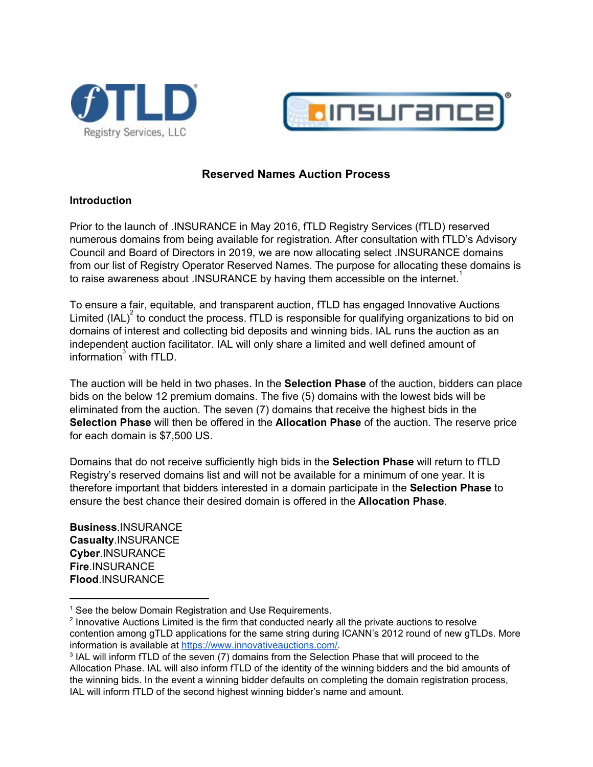# Reserved Names Auction Process

## Introduction

Prior to the launch of .INSURANCE in May 2016, fTLD Registry Services (fTLD) reserved numerous domains from being available for registration. After consultation with fTLD's Advisory Council and Board of Directors in 2019, we are now allocating select .INSURANCE domains from our list of Registry Operator Reserved Names. The purpose for allocating these domains is to raise awareness about .INSURANCE by having them accessible on the internet.[1]

To ensure a fair, equitable, and transparent auction, fTLD has engaged Innovative Auctions Limited (IAL)[2] to conduct the process. fTLD is responsible for qualifying organizations to bid on domains of interest and collecting bid deposits and winning bids. IAL runs the auction as an independent auction facilitator. IAL will only share a limited and well defined amount of information[3] with fTLD.

The auction will be held in two phases. In the **Selection Phase** of the auction, bidders can place bids on the below 12 premium domains. The five (5) domains with the lowest bids will be eliminated from the auction. The seven (7) domains that receive the highest bids in the **Selection Phase** will then be offered in the **Allocation Phase** of the auction. The reserve price for each domain is $7,500 US.

Domains that do not receive sufficiently high bids in the **Selection Phase** will return to fTLD Registry's reserved domains list and will not be available for a minimum of one year. It is therefore important that bidders interested in a domain participate in the **Selection Phase** to ensure the best chance their desired domain is offered in the **Allocation Phase**.

**Business**.INSURANCE
**Casualty**.INSURANCE
**Cyber**.INSURANCE
**Fire**.INSURANCE
**Flood**.INSURANCE

---

[1] See the below Domain Registration and Use Requirements.

[2] Innovative Auctions Limited is the firm that conducted nearly all the private auctions to resolve contention among gTLD applications for the same string during ICANN's 2012 round of new gTLDs. More information is available at https://www.innovativeauctions.com/.

[3] IAL will inform fTLD of the seven (7) domains from the Selection Phase that will proceed to the Allocation Phase. IAL will also inform fTLD of the identity of the winning bidders and the bid amounts of the winning bids. In the event a winning bidder defaults on completing the domain registration process, IAL will inform fTLD of the second highest winning bidder's name and amount.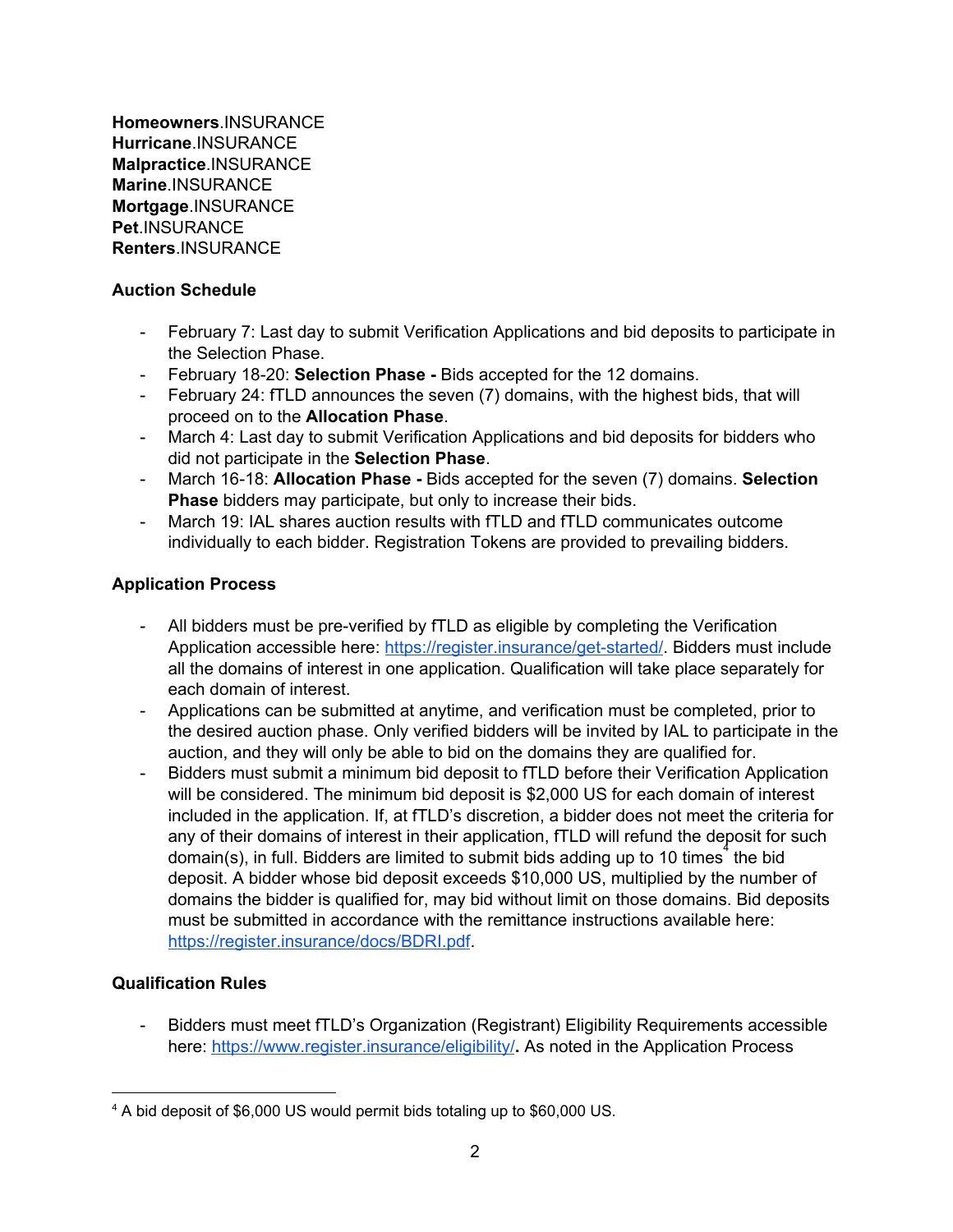**Homeowners**.INSURANCE
**Hurricane**.INSURANCE
**Malpractice**.INSURANCE
**Marine**.INSURANCE
**Mortgage**.INSURANCE
**Pet**.INSURANCE
**Renters**.INSURANCE

**Auction Schedule**

- February 7: Last day to submit Verification Applications and bid deposits to participate in the Selection Phase.
- February 18-20: **Selection Phase -** Bids accepted for the 12 domains.
- February 24: fTLD announces the seven (7) domains, with the highest bids, that will proceed on to the **Allocation Phase**.
- March 4: Last day to submit Verification Applications and bid deposits for bidders who did not participate in the **Selection Phase**.
- March 16-18: **Allocation Phase -** Bids accepted for the seven (7) domains. **Selection Phase** bidders may participate, but only to increase their bids.
- March 19: IAL shares auction results with fTLD and fTLD communicates outcome individually to each bidder. Registration Tokens are provided to prevailing bidders.

**Application Process**

- All bidders must be pre-verified by fTLD as eligible by completing the Verification Application accessible here: [https://register.insurance/get-started/](https://register.insurance/get-started/). Bidders must include all the domains of interest in one application. Qualification will take place separately for each domain of interest.
- Applications can be submitted at anytime, and verification must be completed, prior to the desired auction phase. Only verified bidders will be invited by IAL to participate in the auction, and they will only be able to bid on the domains they are qualified for.
- Bidders must submit a minimum bid deposit to fTLD before their Verification Application will be considered. The minimum bid deposit is $2,000 US for each domain of interest included in the application. If, at fTLD's discretion, a bidder does not meet the criteria for any of their domains of interest in their application, fTLD will refund the deposit for such domain(s), in full. Bidders are limited to submit bids adding up to 10 times[4] the bid deposit. A bidder whose bid deposit exceeds $10,000 US, multiplied by the number of domains the bidder is qualified for, may bid without limit on those domains. Bid deposits must be submitted in accordance with the remittance instructions available here: [https://register.insurance/docs/BDRI.pdf](https://register.insurance/docs/BDRI.pdf).

**Qualification Rules**

- Bidders must meet fTLD's Organization (Registrant) Eligibility Requirements accessible here: [https://www.register.insurance/eligibility/](https://www.register.insurance/eligibility/). As noted in the Application Process

[4] A bid deposit of $6,000 US would permit bids totaling up to $60,000 US.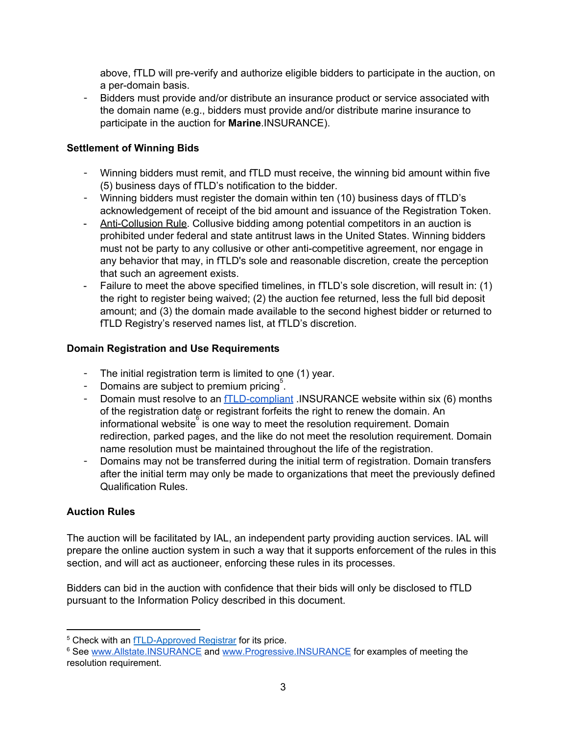above, fTLD will pre-verify and authorize eligible bidders to participate in the auction, on a per-domain basis.

- Bidders must provide and/or distribute an insurance product or service associated with the domain name (e.g., bidders must provide and/or distribute marine insurance to participate in the auction for **Marine**.INSURANCE).

**Settlement of Winning Bids**

- Winning bidders must remit, and fTLD must receive, the winning bid amount within five (5) business days of fTLD's notification to the bidder.
- Winning bidders must register the domain within ten (10) business days of fTLD's acknowledgement of receipt of the bid amount and issuance of the Registration Token.
- Anti-Collusion Rule. Collusive bidding among potential competitors in an auction is prohibited under federal and state antitrust laws in the United States. Winning bidders must not be party to any collusive or other anti-competitive agreement, nor engage in any behavior that may, in fTLD's sole and reasonable discretion, create the perception that such an agreement exists.
- Failure to meet the above specified timelines, in fTLD's sole discretion, will result in: (1) the right to register being waived; (2) the auction fee returned, less the full bid deposit amount; and (3) the domain made available to the second highest bidder or returned to fTLD Registry's reserved names list, at fTLD's discretion.

**Domain Registration and Use Requirements**

- The initial registration term is limited to one (1) year.
- Domains are subject to premium pricing[5].
- Domain must resolve to an fTLD-compliant .INSURANCE website within six (6) months of the registration date or registrant forfeits the right to renew the domain. An informational website[6] is one way to meet the resolution requirement. Domain redirection, parked pages, and the like do not meet the resolution requirement. Domain name resolution must be maintained throughout the life of the registration.
- Domains may not be transferred during the initial term of registration. Domain transfers after the initial term may only be made to organizations that meet the previously defined Qualification Rules.

**Auction Rules**

The auction will be facilitated by IAL, an independent party providing auction services. IAL will prepare the online auction system in such a way that it supports enforcement of the rules in this section, and will act as auctioneer, enforcing these rules in its processes.

Bidders can bid in the auction with confidence that their bids will only be disclosed to fTLD pursuant to the Information Policy described in this document.

---

[5] Check with an fTLD-Approved Registrar for its price.

[6] See www.Allstate.INSURANCE and www.Progressive.INSURANCE for examples of meeting the resolution requirement.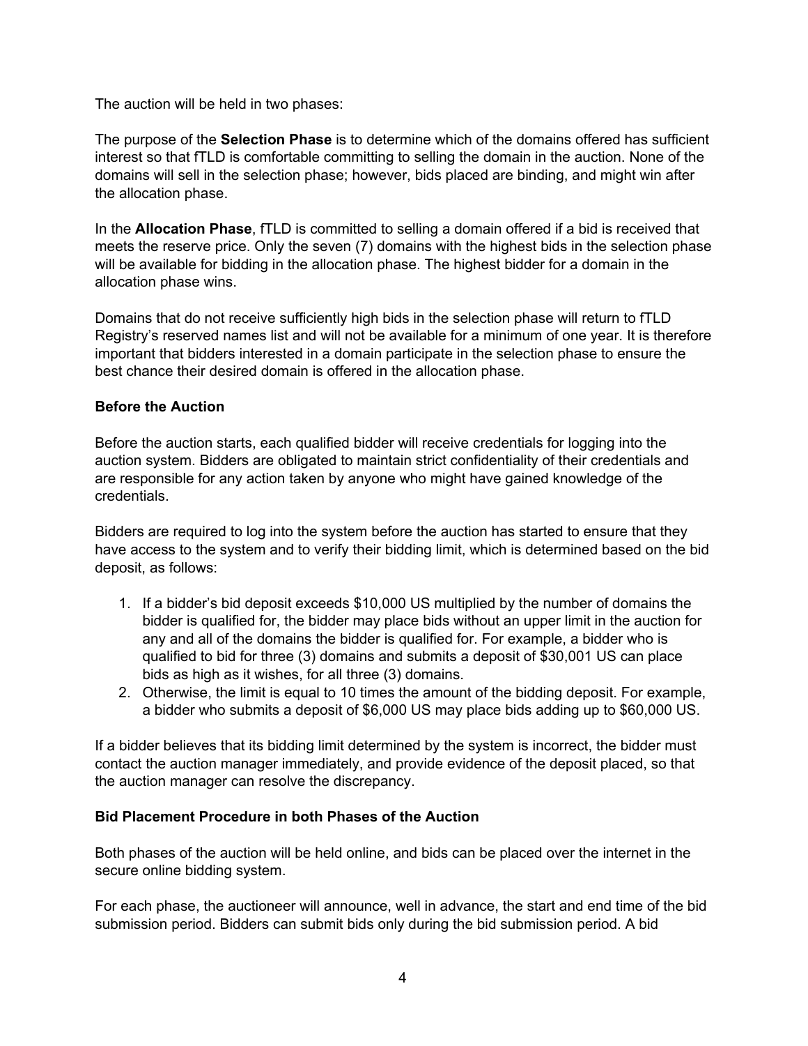The auction will be held in two phases:

The purpose of the **Selection Phase** is to determine which of the domains offered has sufficient interest so that fTLD is comfortable committing to selling the domain in the auction. None of the domains will sell in the selection phase; however, bids placed are binding, and might win after the allocation phase.

In the **Allocation Phase**, fTLD is committed to selling a domain offered if a bid is received that meets the reserve price. Only the seven (7) domains with the highest bids in the selection phase will be available for bidding in the allocation phase. The highest bidder for a domain in the allocation phase wins.

Domains that do not receive sufficiently high bids in the selection phase will return to fTLD Registry's reserved names list and will not be available for a minimum of one year. It is therefore important that bidders interested in a domain participate in the selection phase to ensure the best chance their desired domain is offered in the allocation phase.

**Before the Auction**

Before the auction starts, each qualified bidder will receive credentials for logging into the auction system. Bidders are obligated to maintain strict confidentiality of their credentials and are responsible for any action taken by anyone who might have gained knowledge of the credentials.

Bidders are required to log into the system before the auction has started to ensure that they have access to the system and to verify their bidding limit, which is determined based on the bid deposit, as follows:

1. If a bidder's bid deposit exceeds $10,000 US multiplied by the number of domains the bidder is qualified for, the bidder may place bids without an upper limit in the auction for any and all of the domains the bidder is qualified for. For example, a bidder who is qualified to bid for three (3) domains and submits a deposit of $30,001 US can place bids as high as it wishes, for all three (3) domains.
2. Otherwise, the limit is equal to 10 times the amount of the bidding deposit. For example, a bidder who submits a deposit of $6,000 US may place bids adding up to $60,000 US.

If a bidder believes that its bidding limit determined by the system is incorrect, the bidder must contact the auction manager immediately, and provide evidence of the deposit placed, so that the auction manager can resolve the discrepancy.

**Bid Placement Procedure in both Phases of the Auction**

Both phases of the auction will be held online, and bids can be placed over the internet in the secure online bidding system.

For each phase, the auctioneer will announce, well in advance, the start and end time of the bid submission period. Bidders can submit bids only during the bid submission period. A bid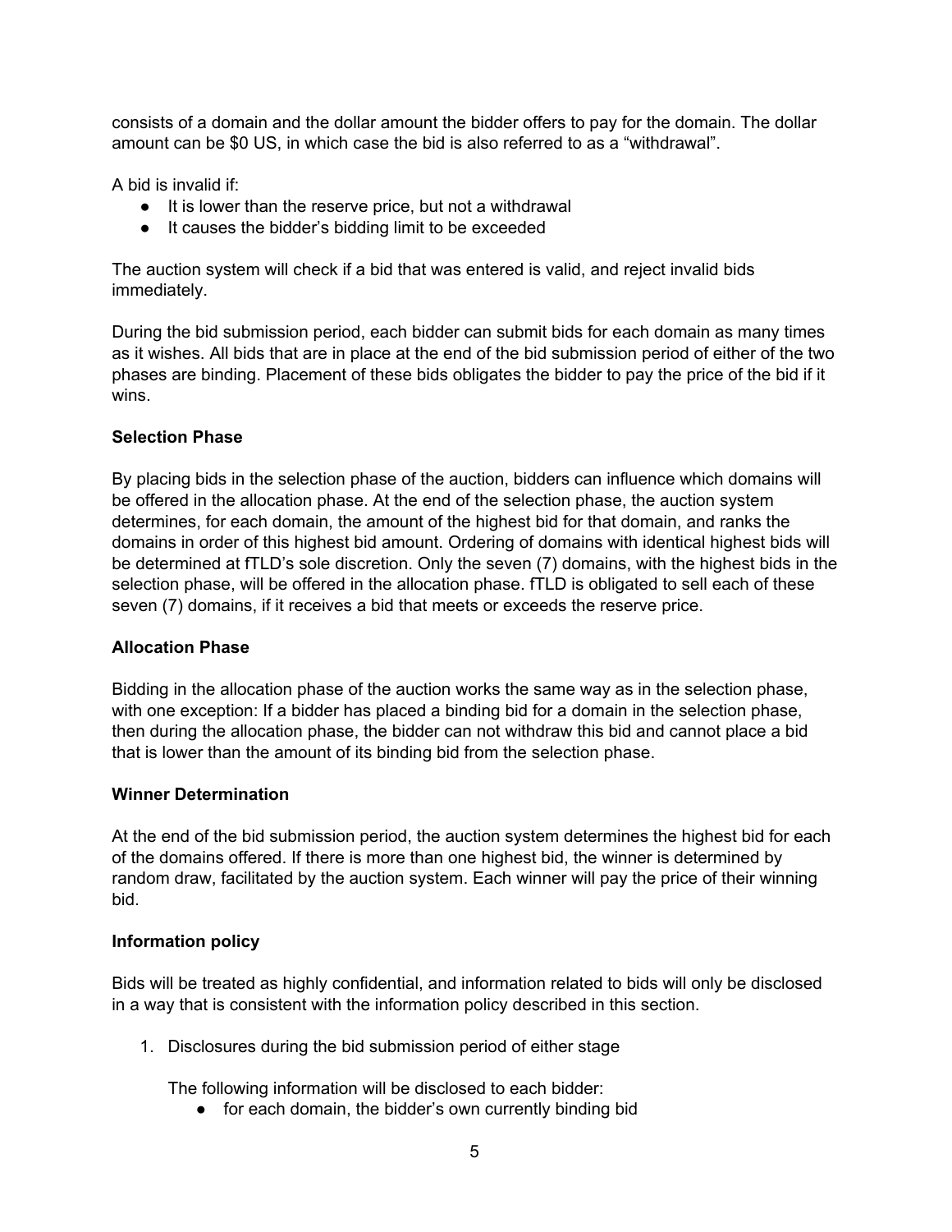consists of a domain and the dollar amount the bidder offers to pay for the domain. The dollar amount can be $0 US, in which case the bid is also referred to as a “withdrawal”.

A bid is invalid if:

- It is lower than the reserve price, but not a withdrawal
- It causes the bidder’s bidding limit to be exceeded

The auction system will check if a bid that was entered is valid, and reject invalid bids immediately.

During the bid submission period, each bidder can submit bids for each domain as many times as it wishes. All bids that are in place at the end of the bid submission period of either of the two phases are binding. Placement of these bids obligates the bidder to pay the price of the bid if it wins.

**Selection Phase**

By placing bids in the selection phase of the auction, bidders can influence which domains will be offered in the allocation phase. At the end of the selection phase, the auction system determines, for each domain, the amount of the highest bid for that domain, and ranks the domains in order of this highest bid amount. Ordering of domains with identical highest bids will be determined at fTLD’s sole discretion. Only the seven (7) domains, with the highest bids in the selection phase, will be offered in the allocation phase. fTLD is obligated to sell each of these seven (7) domains, if it receives a bid that meets or exceeds the reserve price.

**Allocation Phase**

Bidding in the allocation phase of the auction works the same way as in the selection phase, with one exception: If a bidder has placed a binding bid for a domain in the selection phase, then during the allocation phase, the bidder can not withdraw this bid and cannot place a bid that is lower than the amount of its binding bid from the selection phase.

**Winner Determination**

At the end of the bid submission period, the auction system determines the highest bid for each of the domains offered. If there is more than one highest bid, the winner is determined by random draw, facilitated by the auction system. Each winner will pay the price of their winning bid.

**Information policy**

Bids will be treated as highly confidential, and information related to bids will only be disclosed in a way that is consistent with the information policy described in this section.

1. Disclosures during the bid submission period of either stage

   The following information will be disclosed to each bidder:

   - for each domain, the bidder’s own currently binding bid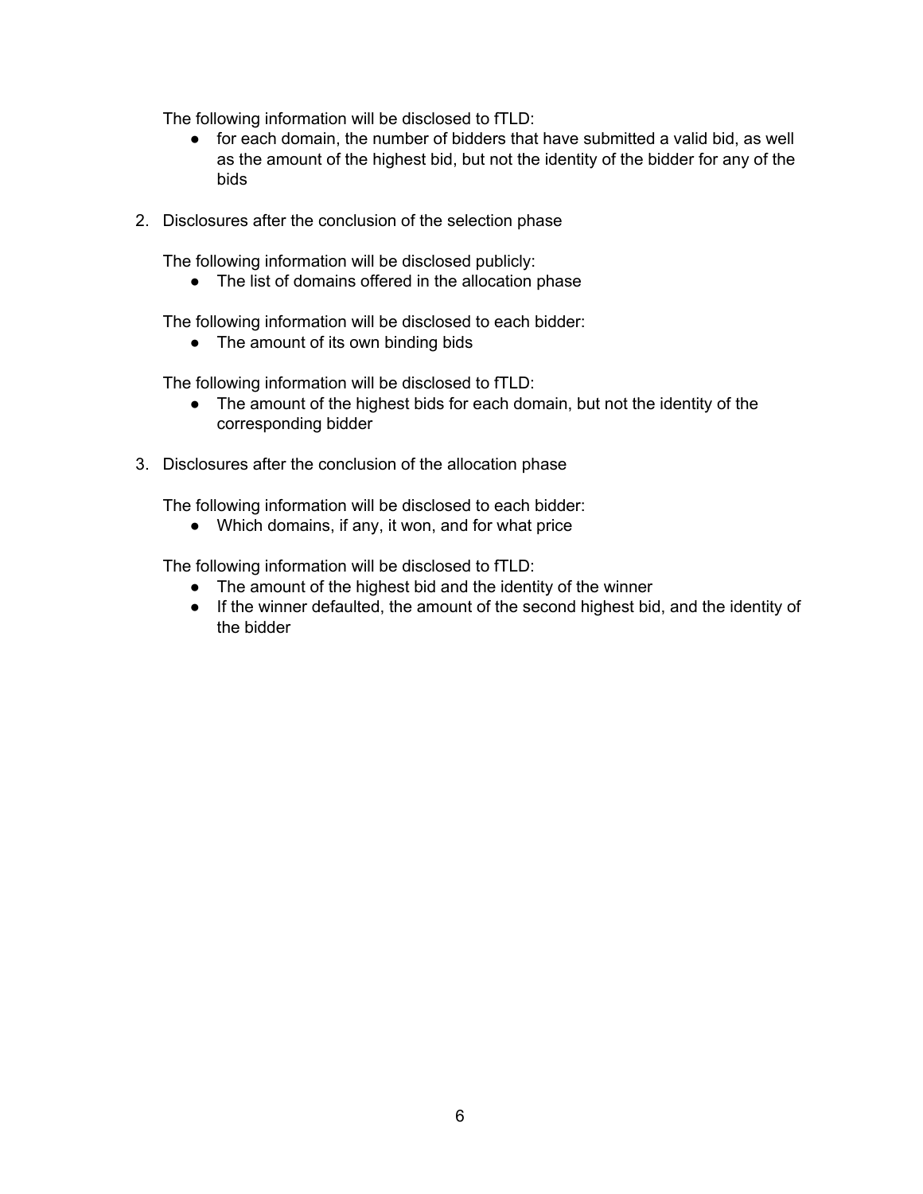The following information will be disclosed to fTLD:

- for each domain, the number of bidders that have submitted a valid bid, as well as the amount of the highest bid, but not the identity of the bidder for any of the bids

2. Disclosures after the conclusion of the selection phase

   The following information will be disclosed publicly:

   - The list of domains offered in the allocation phase

   The following information will be disclosed to each bidder:

   - The amount of its own binding bids

   The following information will be disclosed to fTLD:

   - The amount of the highest bids for each domain, but not the identity of the corresponding bidder

3. Disclosures after the conclusion of the allocation phase

   The following information will be disclosed to each bidder:

   - Which domains, if any, it won, and for what price

   The following information will be disclosed to fTLD:

   - The amount of the highest bid and the identity of the winner
   - If the winner defaulted, the amount of the second highest bid, and the identity of the bidder